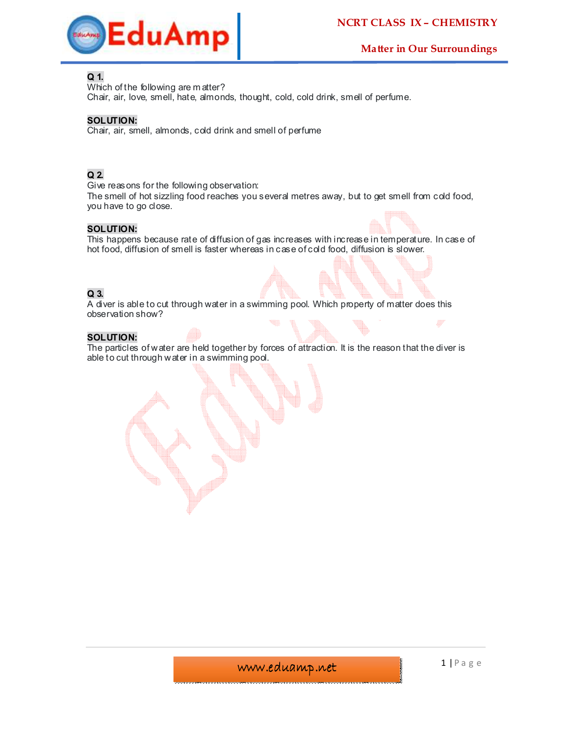**Q 1.**
Which of the following are matter?
Chair, air, love, smell, hate, almonds, thought, cold, cold drink, smell of perfume.

**SOLUTION:**
Chair, air, smell, almonds, cold drink and smell of perfume

**Q 2.**
Give reasons for the following observation:
The smell of hot sizzling food reaches you several metres away, but to get smell from cold food, you have to go close.

**SOLUTION:**
This happens because rate of diffusion of gas increases with increase in temperature. In case of hot food, diffusion of smell is faster whereas in case of cold food, diffusion is slower.

**Q 3.**
A diver is able to cut through water in a swimming pool. Which property of matter does this observation show?

**SOLUTION:**
The particles of water are held together by forces of attraction. It is the reason that the diver is able to cut through water in a swimming pool.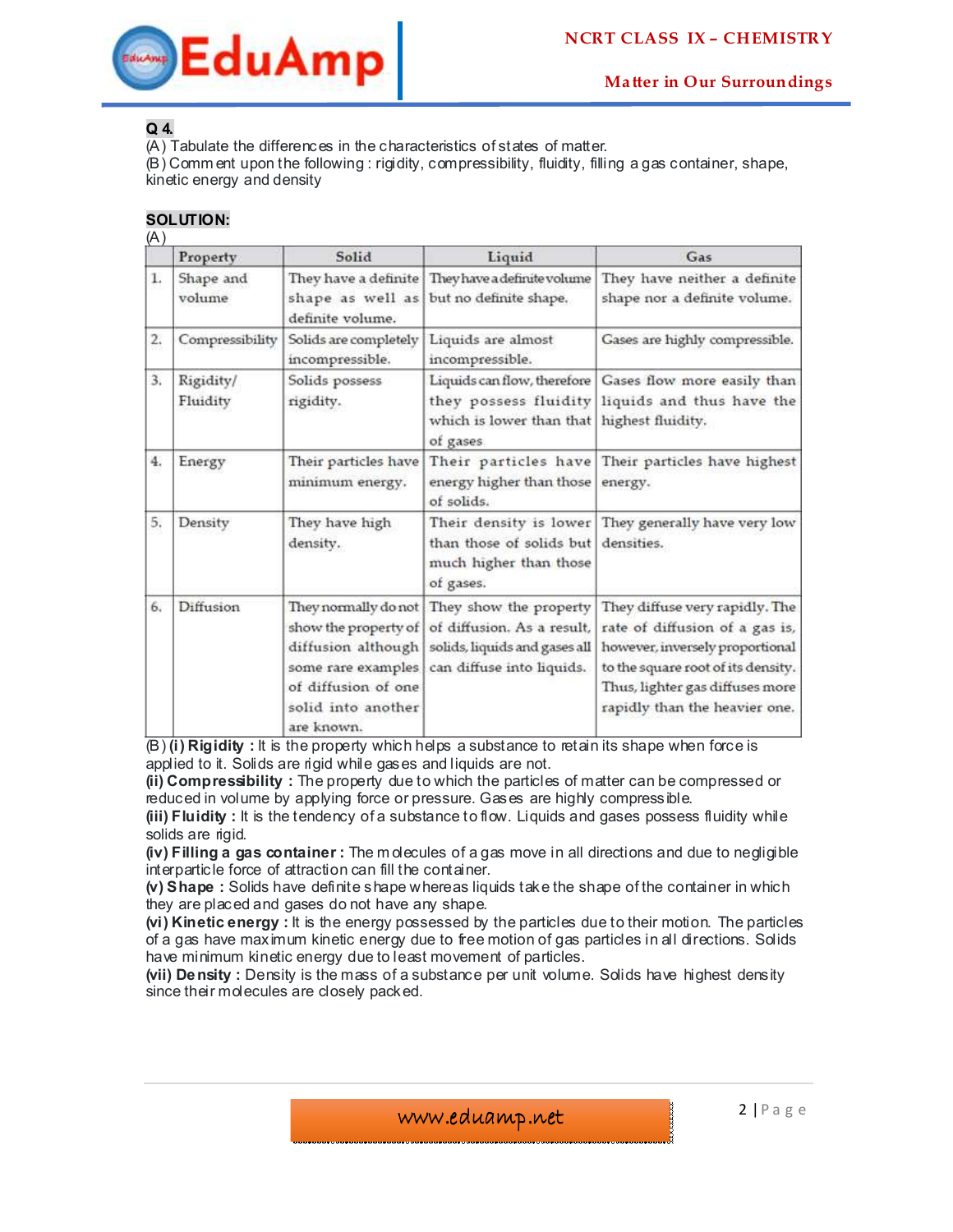**Q 4.**

(A) Tabulate the differences in the characteristics of states of matter.

(B) Comment upon the following : rigidity, compressibility, fluidity, filling a gas container, shape, kinetic energy and density

**SOLUTION:**

(A)

| | Property | Solid | Liquid | Gas |
|---|---|---|---|---|
| 1. | Shape and volume | They have a definite shape as well as definite volume. | They have a definite volume but no definite shape. | They have neither a definite shape nor a definite volume. |
| 2. | Compressibility | Solids are completely incompressible. | Liquids are almost incompressible. | Gases are highly compressible. |
| 3. | Rigidity/ Fluidity | Solids possess rigidity. | Liquids can flow, therefore they possess fluidity which is lower than that of gases | Gases flow more easily than liquids and thus have the highest fluidity. |
| 4. | Energy | Their particles have minimum energy. | Their particles have energy higher than those of solids. | Their particles have highest energy. |
| 5. | Density | They have high density. | Their density is lower than those of solids but much higher than those of gases. | They generally have very low densities. |
| 6. | Diffusion | They normally do not show the property of diffusion although some rare examples of diffusion of one solid into another are known. | They show the property of diffusion. As a result, solids, liquids and gases all can diffuse into liquids. | They diffuse very rapidly. The rate of diffusion of a gas is, however, inversely proportional to the square root of its density. Thus, lighter gas diffuses more rapidly than the heavier one. |

(B) **(i) Rigidity :** It is the property which helps a substance to retain its shape when force is applied to it. Solids are rigid while gases and liquids are not.

**(ii) Compressibility :** The property due to which the particles of matter can be compressed or reduced in volume by applying force or pressure. Gases are highly compressible.

**(iii) Fluidity :** It is the tendency of a substance to flow. Liquids and gases possess fluidity while solids are rigid.

**(iv) Filling a gas container :** The molecules of a gas move in all directions and due to negligible interparticle force of attraction can fill the container.

**(v) Shape :** Solids have definite shape whereas liquids take the shape of the container in which they are placed and gases do not have any shape.

**(vi) Kinetic energy :** It is the energy possessed by the particles due to their motion. The particles of a gas have maximum kinetic energy due to free motion of gas particles in all directions. Solids have minimum kinetic energy due to least movement of particles.

**(vii) Density :** Density is the mass of a substance per unit volume. Solids have highest density since their molecules are closely packed.